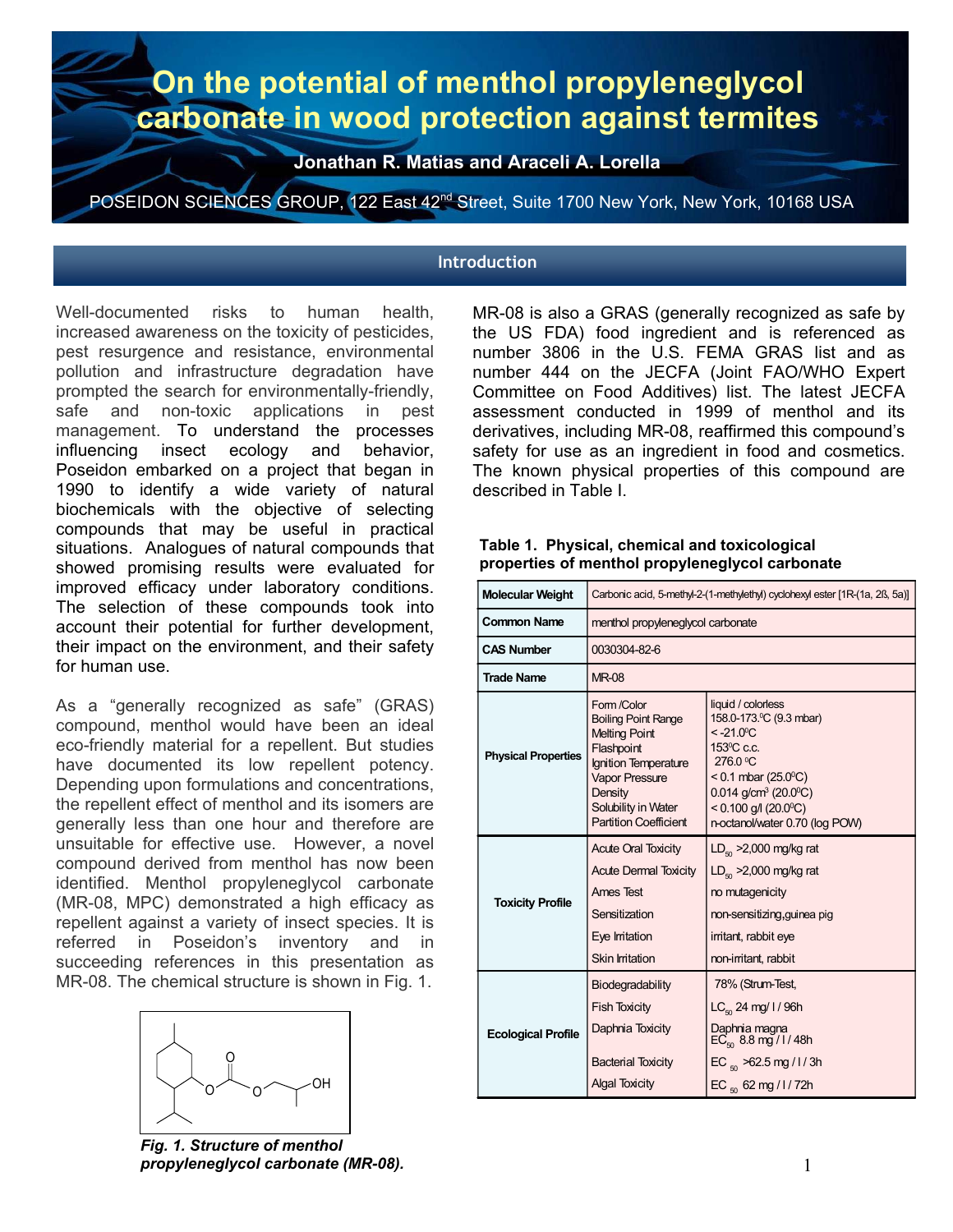# On the potential of menthol propyleneglycol carbonate in wood protection against termites

**Jonathan R. Matias and Araceli A. Lorella**

POSEIDON SCIENCES GROUP, 122 East 42[nd] Street, Suite 1700 New York, New York, 10168 USA

## Introduction

Well-documented risks to human health, increased awareness on the toxicity of pesticides, pest resurgence and resistance, environmental pollution and infrastructure degradation have prompted the search for environmentally-friendly, safe and non-toxic applications in pest management. To understand the processes influencing insect ecology and behavior, Poseidon embarked on a project that began in 1990 to identify a wide variety of natural biochemicals with the objective of selecting compounds that may be useful in practical situations. Analogues of natural compounds that showed promising results were evaluated for improved efficacy under laboratory conditions. The selection of these compounds took into account their potential for further development, their impact on the environment, and their safety for human use.

As a "generally recognized as safe" (GRAS) compound, menthol would have been an ideal eco-friendly material for a repellent. But studies have documented its low repellent potency. Depending upon formulations and concentrations, the repellent effect of menthol and its isomers are generally less than one hour and therefore are unsuitable for effective use. However, a novel compound derived from menthol has now been identified. Menthol propyleneglycol carbonate (MR-08, MPC) demonstrated a high efficacy as repellent against a variety of insect species. It is referred in Poseidon's inventory and in succeeding references in this presentation as MR-08. The chemical structure is shown in Fig. 1.

*Fig. 1. Structure of menthol propyleneglycol carbonate (MR-08).*

MR-08 is also a GRAS (generally recognized as safe by the US FDA) food ingredient and is referenced as number 3806 in the U.S. FEMA GRAS list and as number 444 on the JECFA (Joint FAO/WHO Expert Committee on Food Additives) list. The latest JECFA assessment conducted in 1999 of menthol and its derivatives, including MR-08, reaffirmed this compound's safety for use as an ingredient in food and cosmetics. The known physical properties of this compound are described in Table I.

**Table 1. Physical, chemical and toxicological properties of menthol propyleneglycol carbonate**

| | | |
|---|---|---|
| **Molecular Weight** | Carbonic acid, 5-methyl-2-(1-methylethyl) cyclohexyl ester [1R-(1a, 2ß, 5a)] | |
| **Common Name** | menthol propyleneglycol carbonate | |
| **CAS Number** | 0030304-82-6 | |
| **Trade Name** | MR-08 | |
| **Physical Properties** | Form /Color | liquid / colorless |
| | Boiling Point Range | 158.0-173.0°C (9.3 mbar) |
| | Melting Point | < -21.0°C |
| | Flashpoint | 153°C c.c. |
| | Ignition Temperature | 276.0 °C |
| | Vapor Pressure | < 0.1 mbar (25.0°C) |
| | Density | 0.014 g/cm$^3$ (20.0°C) |
| | Solubility in Water | < 0.100 g/l (20.0°C) |
| | Partition Coefficient | n-octanol/water 0.70 (log POW) |
| **Toxicity Profile** | Acute Oral Toxicity | $LD_{50}$ >2,000 mg/kg rat |
| | Acute Dermal Toxicity | $LD_{50}$ >2,000 mg/kg rat |
| | Ames Test | no mutagenicity |
| | Sensitization | non-sensitizing,guinea pig |
| | Eye Irritation | irritant, rabbit eye |
| | Skin Irritation | non-irritant, rabbit |
| **Ecological Profile** | Biodegradability | 78% (Strum-Test, |
| | Fish Toxicity | $LC_{50}$ 24 mg/ l / 96h |
| | Daphnia Toxicity | Daphnia magna $EC_{50}$ 8.8 mg / l / 48h |
| | Bacterial Toxicity | $EC_{50}$ >62.5 mg / l / 3h |
| | Algal Toxicity | $EC_{50}$ 62 mg / l / 72h |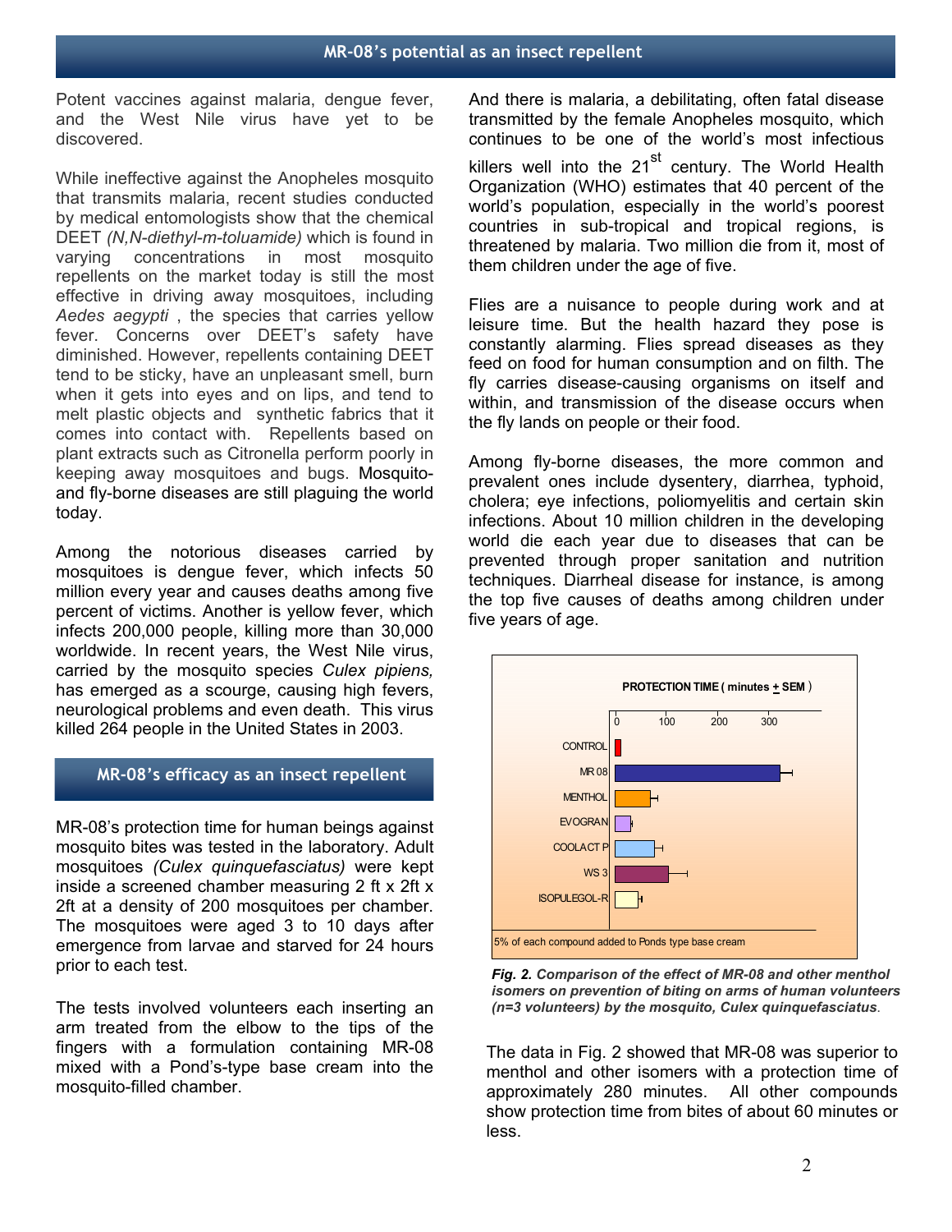## MR-08's potential as an insect repellent

Potent vaccines against malaria, dengue fever, and the West Nile virus have yet to be discovered.

While ineffective against the Anopheles mosquito that transmits malaria, recent studies conducted by medical entomologists show that the chemical DEET *(N,N-diethyl-m-toluamide)* which is found in varying concentrations in most mosquito repellents on the market today is still the most effective in driving away mosquitoes, including *Aedes aegypti* , the species that carries yellow fever. Concerns over DEET's safety have diminished. However, repellents containing DEET tend to be sticky, have an unpleasant smell, burn when it gets into eyes and on lips, and tend to melt plastic objects and synthetic fabrics that it comes into contact with. Repellents based on plant extracts such as Citronella perform poorly in keeping away mosquitoes and bugs. Mosquito- and fly-borne diseases are still plaguing the world today.

Among the notorious diseases carried by mosquitoes is dengue fever, which infects 50 million every year and causes deaths among five percent of victims. Another is yellow fever, which infects 200,000 people, killing more than 30,000 worldwide. In recent years, the West Nile virus, carried by the mosquito species *Culex pipiens,* has emerged as a scourge, causing high fevers, neurological problems and even death. This virus killed 264 people in the United States in 2003.

And there is malaria, a debilitating, often fatal disease transmitted by the female Anopheles mosquito, which continues to be one of the world's most infectious killers well into the 21st century. The World Health Organization (WHO) estimates that 40 percent of the world's population, especially in the world's poorest countries in sub-tropical and tropical regions, is threatened by malaria. Two million die from it, most of them children under the age of five.

Flies are a nuisance to people during work and at leisure time. But the health hazard they pose is constantly alarming. Flies spread diseases as they feed on food for human consumption and on filth. The fly carries disease-causing organisms on itself and within, and transmission of the disease occurs when the fly lands on people or their food.

Among fly-borne diseases, the more common and prevalent ones include dysentery, diarrhea, typhoid, cholera; eye infections, poliomyelitis and certain skin infections. About 10 million children in the developing world die each year due to diseases that can be prevented through proper sanitation and nutrition techniques. Diarrheal disease for instance, is among the top five causes of deaths among children under five years of age.

## MR-08's efficacy as an insect repellent

MR-08's protection time for human beings against mosquito bites was tested in the laboratory. Adult mosquitoes *(Culex quinquefasciatus)* were kept inside a screened chamber measuring 2 ft x 2ft x 2ft at a density of 200 mosquitoes per chamber. The mosquitoes were aged 3 to 10 days after emergence from larvae and starved for 24 hours prior to each test.

The tests involved volunteers each inserting an arm treated from the elbow to the tips of the fingers with a formulation containing MR-08 mixed with a Pond's-type base cream into the mosquito-filled chamber.

**PROTECTION TIME ( minutes + SEM )**

CONTROL, MR 08, MENTHOL, EVOGRAN, COOLACT P, WS 3, ISOPULEGOL-R

5% of each compound added to Ponds type base cream

***Fig. 2.*** ***Comparison of the effect of MR-08 and other menthol isomers on prevention of biting on arms of human volunteers (n=3 volunteers) by the mosquito, Culex quinquefasciatus*.**

The data in Fig. 2 showed that MR-08 was superior to menthol and other isomers with a protection time of approximately 280 minutes. All other compounds show protection time from bites of about 60 minutes or less.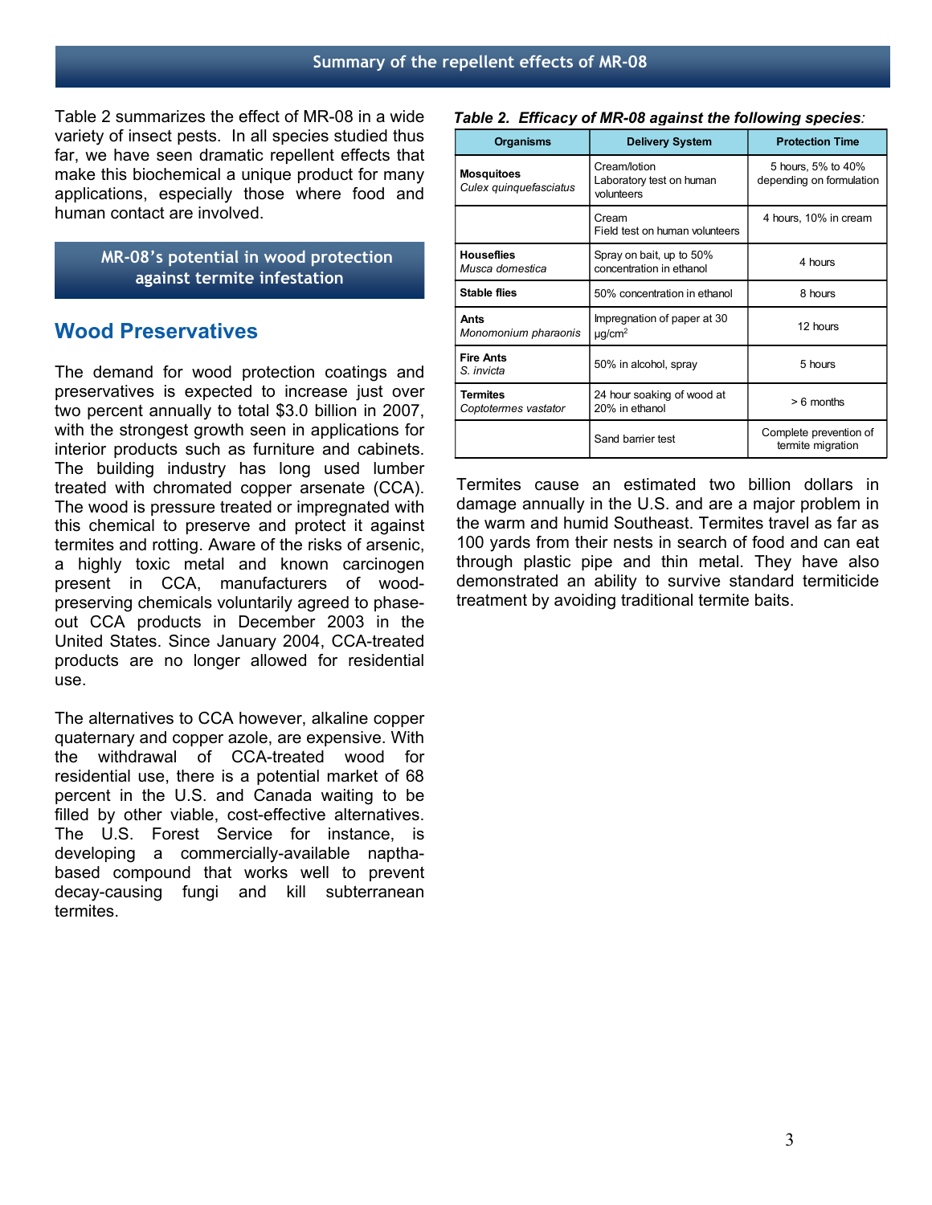## Summary of the repellent effects of MR-08

Table 2 summarizes the effect of MR-08 in a wide variety of insect pests. In all species studied thus far, we have seen dramatic repellent effects that make this biochemical a unique product for many applications, especially those where food and human contact are involved.

***Table 2. Efficacy of MR-08 against the following species:***

| Organisms | Delivery System | Protection Time |
|---|---|---|
| **Mosquitoes** *Culex quinquefasciatus* | Cream/lotion Laboratory test on human volunteers | 5 hours, 5% to 40% depending on formulation |
| | Cream Field test on human volunteers | 4 hours, 10% in cream |
| **Houseflies** *Musca domestica* | Spray on bait, up to 50% concentration in ethanol | 4 hours |
| **Stable flies** | 50% concentration in ethanol | 8 hours |
| **Ants** *Monomonium pharaonis* | Impregnation of paper at 30 μg/cm$^2$ | 12 hours |
| **Fire Ants** *S. invicta* | 50% in alcohol, spray | 5 hours |
| **Termites** *Coptotermes vastator* | 24 hour soaking of wood at 20% in ethanol | > 6 months |
| | Sand barrier test | Complete prevention of termite migration |

## MR-08's potential in wood protection against termite infestation

# Wood Preservatives

The demand for wood protection coatings and preservatives is expected to increase just over two percent annually to total $3.0 billion in 2007, with the strongest growth seen in applications for interior products such as furniture and cabinets. The building industry has long used lumber treated with chromated copper arsenate (CCA). The wood is pressure treated or impregnated with this chemical to preserve and protect it against termites and rotting. Aware of the risks of arsenic, a highly toxic metal and known carcinogen present in CCA, manufacturers of wood-preserving chemicals voluntarily agreed to phase-out CCA products in December 2003 in the United States. Since January 2004, CCA-treated products are no longer allowed for residential use.

The alternatives to CCA however, alkaline copper quaternary and copper azole, are expensive. With the withdrawal of CCA-treated wood for residential use, there is a potential market of 68 percent in the U.S. and Canada waiting to be filled by other viable, cost-effective alternatives. The U.S. Forest Service for instance, is developing a commercially-available naptha-based compound that works well to prevent decay-causing fungi and kill subterranean termites.

Termites cause an estimated two billion dollars in damage annually in the U.S. and are a major problem in the warm and humid Southeast. Termites travel as far as 100 yards from their nests in search of food and can eat through plastic pipe and thin metal. They have also demonstrated an ability to survive standard termiticide treatment by avoiding traditional termite baits.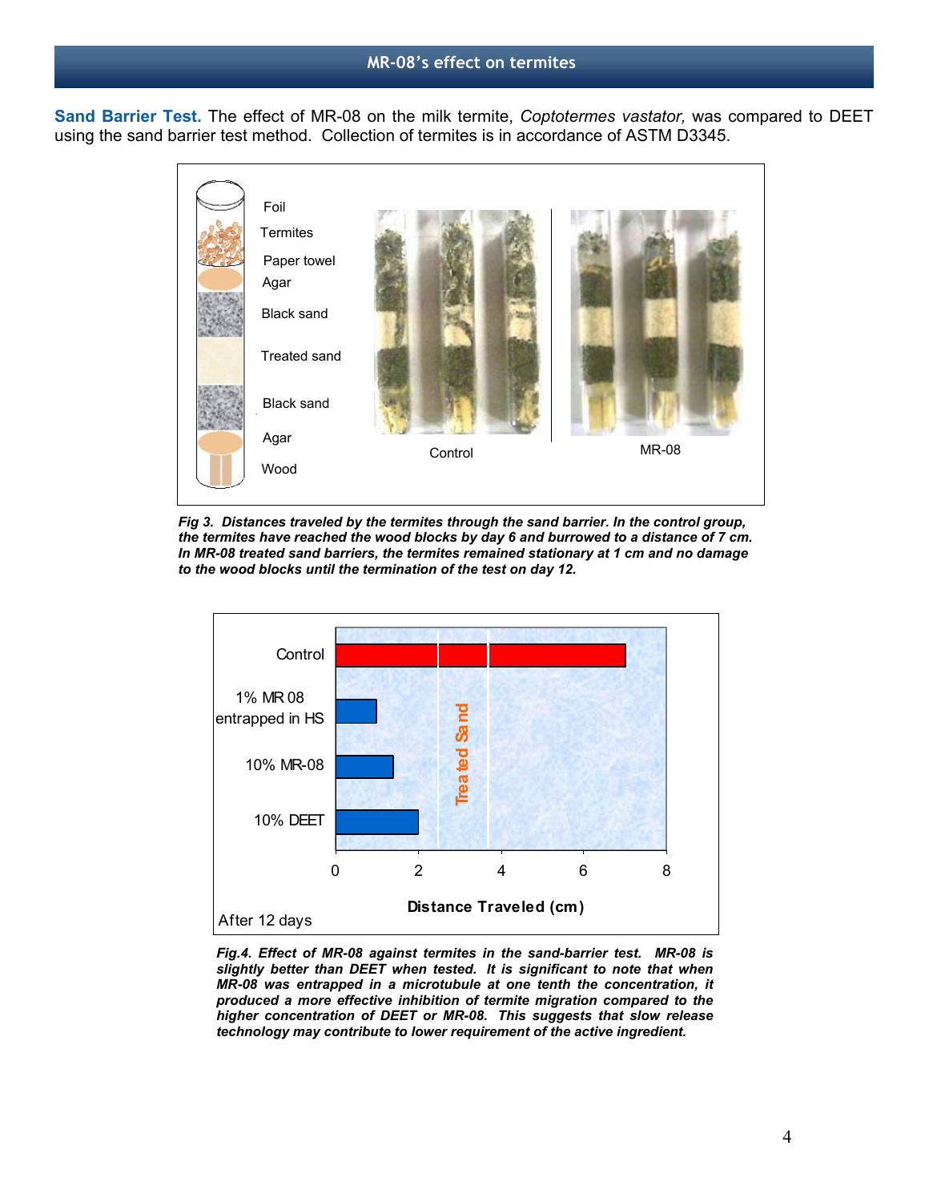## MR-08's effect on termites

**Sand Barrier Test.** The effect of MR-08 on the milk termite, *Coptotermes vastator,* was compared to DEET using the sand barrier test method. Collection of termites is in accordance of ASTM D3345.

***Fig 3. Distances traveled by the termites through the sand barrier. In the control group, the termites have reached the wood blocks by day 6 and burrowed to a distance of 7 cm. In MR-08 treated sand barriers, the termites remained stationary at 1 cm and no damage to the wood blocks until the termination of the test on day 12.***

***Fig.4. Effect of MR-08 against termites in the sand-barrier test. MR-08 is slightly better than DEET when tested. It is significant to note that when MR-08 was entrapped in a microtubule at one tenth the concentration, it produced a more effective inhibition of termite migration compared to the higher concentration of DEET or MR-08. This suggests that slow release technology may contribute to lower requirement of the active ingredient.***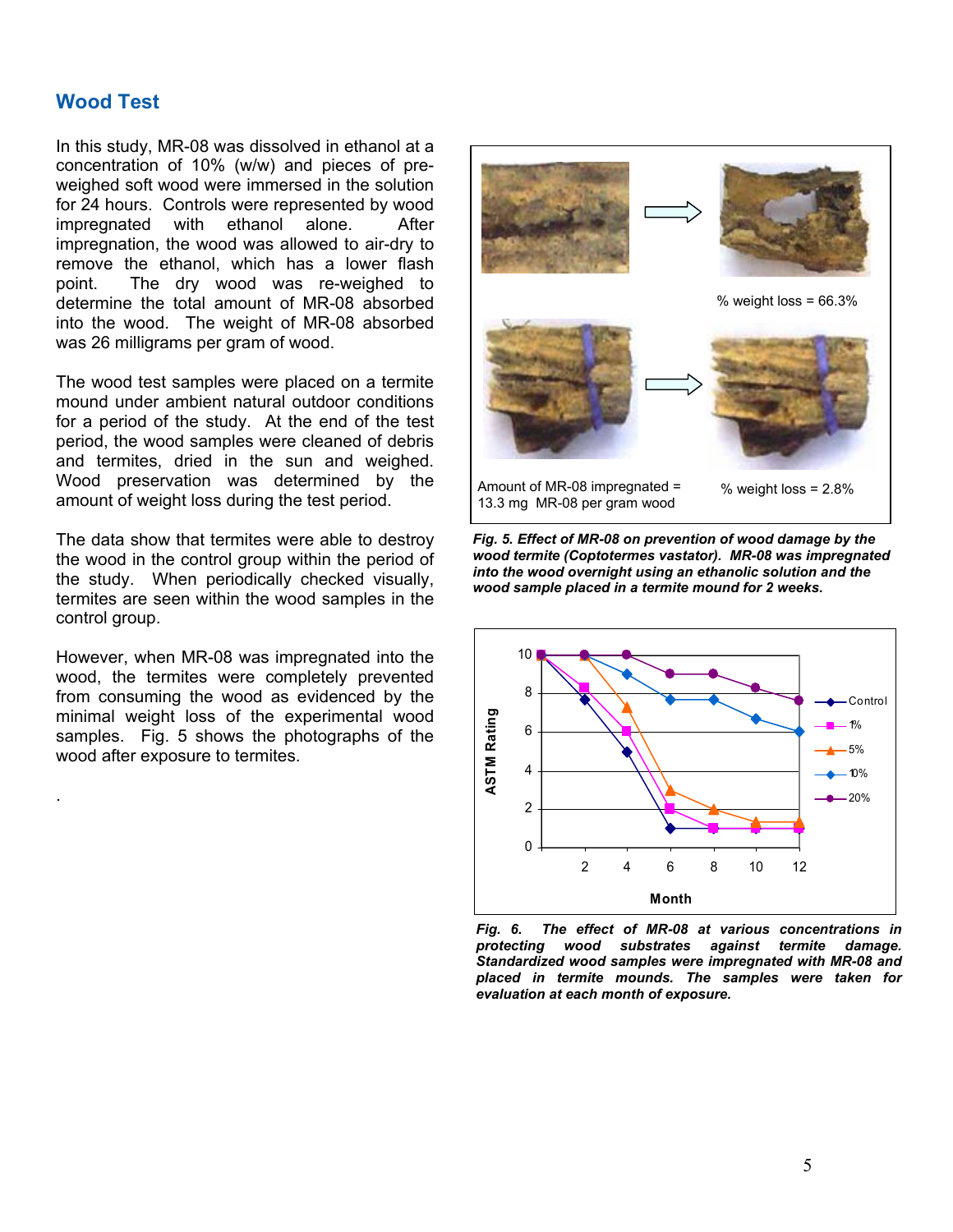## Wood Test

In this study, MR-08 was dissolved in ethanol at a concentration of 10% (w/w) and pieces of pre-weighed soft wood were immersed in the solution for 24 hours. Controls were represented by wood impregnated with ethanol alone. After impregnation, the wood was allowed to air-dry to remove the ethanol, which has a lower flash point. The dry wood was re-weighed to determine the total amount of MR-08 absorbed into the wood. The weight of MR-08 absorbed was 26 milligrams per gram of wood.

The wood test samples were placed on a termite mound under ambient natural outdoor conditions for a period of the study. At the end of the test period, the wood samples were cleaned of debris and termites, dried in the sun and weighed. Wood preservation was determined by the amount of weight loss during the test period.

The data show that termites were able to destroy the wood in the control group within the period of the study. When periodically checked visually, termites are seen within the wood samples in the control group.

However, when MR-08 was impregnated into the wood, the termites were completely prevented from consuming the wood as evidenced by the minimal weight loss of the experimental wood samples. Fig. 5 shows the photographs of the wood after exposure to termites.

% weight loss = 66.3%

Amount of MR-08 impregnated = 13.3 mg MR-08 per gram wood

% weight loss = 2.8%

***Fig. 5. Effect of MR-08 on prevention of wood damage by the wood termite (Coptotermes vastator). MR-08 was impregnated into the wood overnight using an ethanolic solution and the wood sample placed in a termite mound for 2 weeks.***

***Fig. 6. The effect of MR-08 at various concentrations in protecting wood substrates against termite damage. Standardized wood samples were impregnated with MR-08 and placed in termite mounds. The samples were taken for evaluation at each month of exposure.***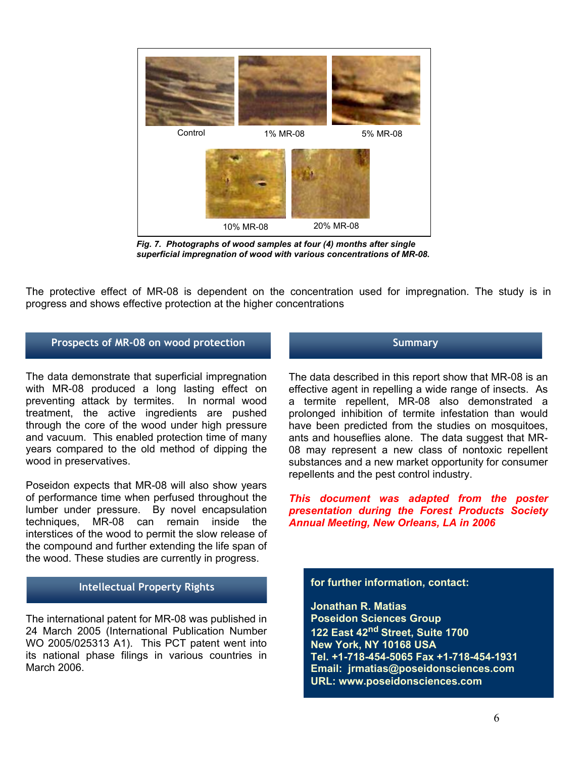Control

1% MR-08

5% MR-08

10% MR-08

20% MR-08

***Fig. 7. Photographs of wood samples at four (4) months after single superficial impregnation of wood with various concentrations of MR-08.***

The protective effect of MR-08 is dependent on the concentration used for impregnation. The study is in progress and shows effective protection at the higher concentrations

## Prospects of MR-08 on wood protection

The data demonstrate that superficial impregnation with MR-08 produced a long lasting effect on preventing attack by termites. In normal wood treatment, the active ingredients are pushed through the core of the wood under high pressure and vacuum. This enabled protection time of many years compared to the old method of dipping the wood in preservatives.

Poseidon expects that MR-08 will also show years of performance time when perfused throughout the lumber under pressure. By novel encapsulation techniques, MR-08 can remain inside the interstices of the wood to permit the slow release of the compound and further extending the life span of the wood. These studies are currently in progress.

## Intellectual Property Rights

The international patent for MR-08 was published in 24 March 2005 (International Publication Number WO 2005/025313 A1). This PCT patent went into its national phase filings in various countries in March 2006.

## Summary

The data described in this report show that MR-08 is an effective agent in repelling a wide range of insects. As a termite repellent, MR-08 also demonstrated a prolonged inhibition of termite infestation than would have been predicted from the studies on mosquitoes, ants and houseflies alone. The data suggest that MR-08 may represent a new class of nontoxic repellent substances and a new market opportunity for consumer repellents and the pest control industry.

***This document was adapted from the poster presentation during the Forest Products Society Annual Meeting, New Orleans, LA in 2006***

**for further information, contact:**

**Jonathan R. Matias**
**Poseidon Sciences Group**
**122 East 42nd Street, Suite 1700**
**New York, NY 10168 USA**
**Tel. +1-718-454-5065 Fax +1-718-454-1931**
**Email: jrmatias@poseidonsciences.com**
**URL: www.poseidonsciences.com**